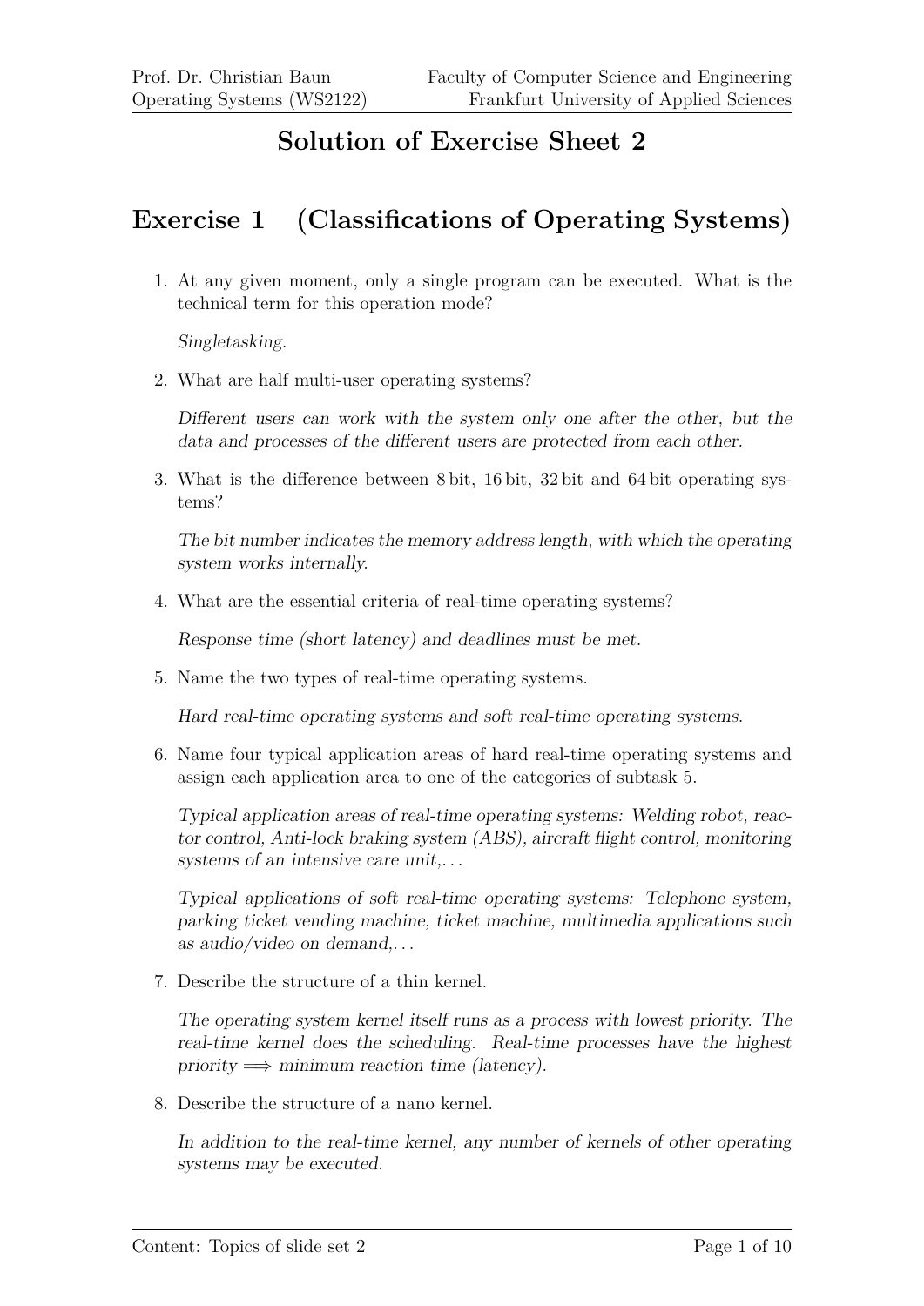# Solution of Exercise Sheet 2

## Exercise 1 (Classifications of Operating Systems)

1. At any given moment, only a single program can be executed. What is the technical term for this operation mode?

   *Singletasking.*

2. What are half multi-user operating systems?

   *Different users can work with the system only one after the other, but the data and processes of the different users are protected from each other.*

3. What is the difference between 8 bit, 16 bit, 32 bit and 64 bit operating systems?

   *The bit number indicates the memory address length, with which the operating system works internally.*

4. What are the essential criteria of real-time operating systems?

   *Response time (short latency) and deadlines must be met.*

5. Name the two types of real-time operating systems.

   *Hard real-time operating systems and soft real-time operating systems.*

6. Name four typical application areas of hard real-time operating systems and assign each application area to one of the categories of subtask 5.

   *Typical application areas of real-time operating systems: Welding robot, reactor control, Anti-lock braking system (ABS), aircraft flight control, monitoring systems of an intensive care unit,...*

   *Typical applications of soft real-time operating systems: Telephone system, parking ticket vending machine, ticket machine, multimedia applications such as audio/video on demand,...*

7. Describe the structure of a thin kernel.

   *The operating system kernel itself runs as a process with lowest priority. The real-time kernel does the scheduling. Real-time processes have the highest priority $\Longrightarrow$ minimum reaction time (latency).*

8. Describe the structure of a nano kernel.

   *In addition to the real-time kernel, any number of kernels of other operating systems may be executed.*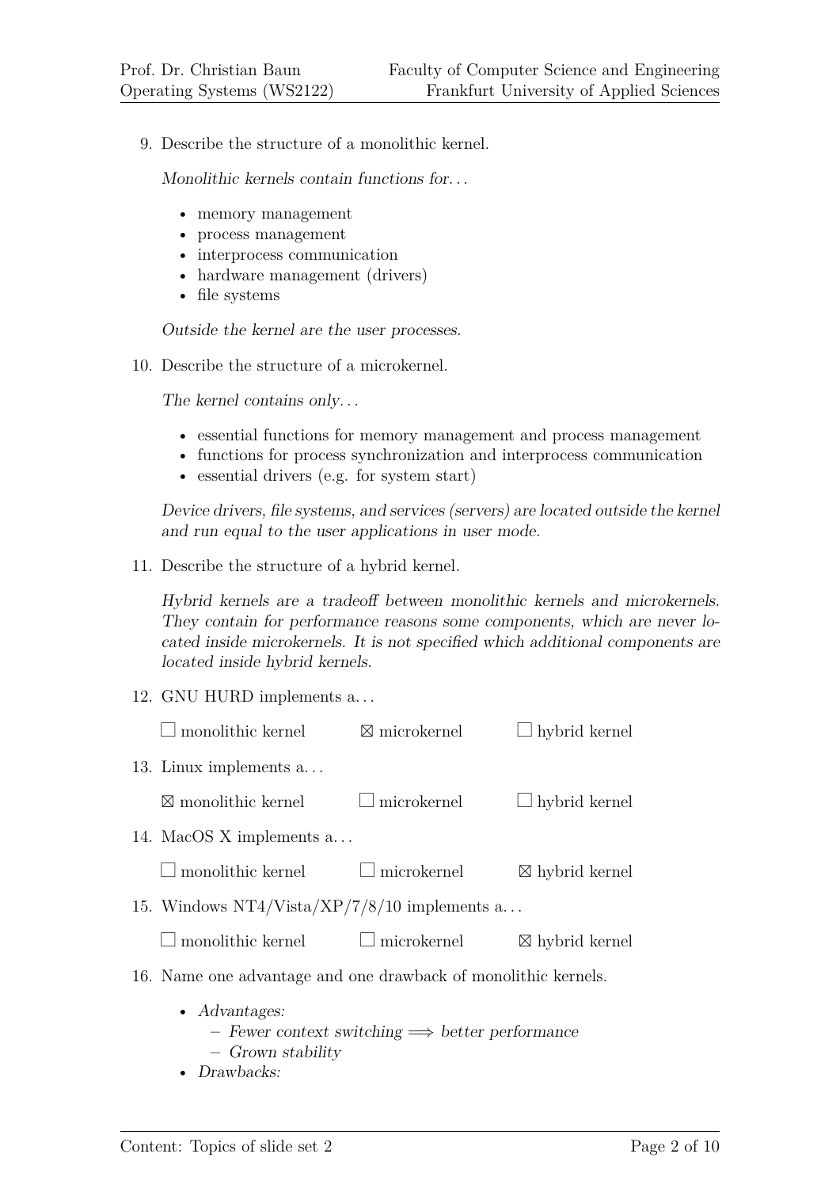9. Describe the structure of a monolithic kernel.

   *Monolithic kernels contain functions for…*

   - memory management
   - process management
   - interprocess communication
   - hardware management (drivers)
   - file systems

   *Outside the kernel are the user processes.*

10. Describe the structure of a microkernel.

    *The kernel contains only…*

    - essential functions for memory management and process management
    - functions for process synchronization and interprocess communication
    - essential drivers (e.g. for system start)

    *Device drivers, file systems, and services (servers) are located outside the kernel and run equal to the user applications in user mode.*

11. Describe the structure of a hybrid kernel.

    *Hybrid kernels are a tradeoff between monolithic kernels and microkernels. They contain for performance reasons some components, which are never located inside microkernels. It is not specified which additional components are located inside hybrid kernels.*

12. GNU HURD implements a…

    ☐ monolithic kernel ☒ microkernel ☐ hybrid kernel

13. Linux implements a…

    ☒ monolithic kernel ☐ microkernel ☐ hybrid kernel

14. MacOS X implements a…

    ☐ monolithic kernel ☐ microkernel ☒ hybrid kernel

15. Windows NT4/Vista/XP/7/8/10 implements a…

    ☐ monolithic kernel ☐ microkernel ☒ hybrid kernel

16. Name one advantage and one drawback of monolithic kernels.

    - *Advantages:*
      - *Fewer context switching $\Longrightarrow$ better performance*
      - *Grown stability*
    - *Drawbacks:*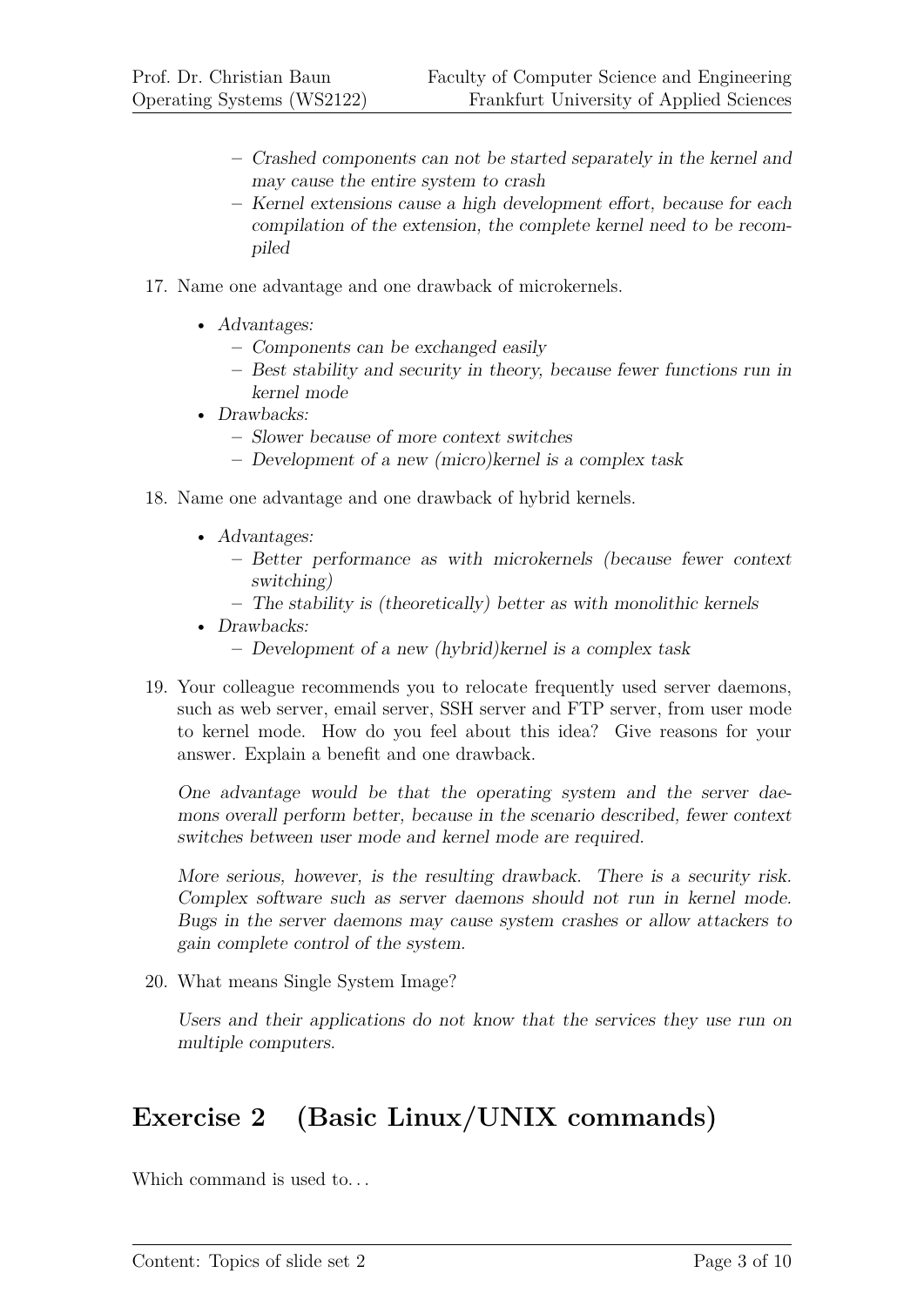- *Crashed components can not be started separately in the kernel and may cause the entire system to crash*
  - *Kernel extensions cause a high development effort, because for each compilation of the extension, the complete kernel need to be recompiled*

17. Name one advantage and one drawback of microkernels.

    - *Advantages:*
      - *Components can be exchanged easily*
      - *Best stability and security in theory, because fewer functions run in kernel mode*
    - *Drawbacks:*
      - *Slower because of more context switches*
      - *Development of a new (micro)kernel is a complex task*

18. Name one advantage and one drawback of hybrid kernels.

    - *Advantages:*
      - *Better performance as with microkernels (because fewer context switching)*
      - *The stability is (theoretically) better as with monolithic kernels*
    - *Drawbacks:*
      - *Development of a new (hybrid)kernel is a complex task*

19. Your colleague recommends you to relocate frequently used server daemons, such as web server, email server, SSH server and FTP server, from user mode to kernel mode. How do you feel about this idea? Give reasons for your answer. Explain a benefit and one drawback.

    *One advantage would be that the operating system and the server daemons overall perform better, because in the scenario described, fewer context switches between user mode and kernel mode are required.*

    *More serious, however, is the resulting drawback. There is a security risk. Complex software such as server daemons should not run in kernel mode. Bugs in the server daemons may cause system crashes or allow attackers to gain complete control of the system.*

20. What means Single System Image?

    *Users and their applications do not know that the services they use run on multiple computers.*

## Exercise 2 (Basic Linux/UNIX commands)

Which command is used to…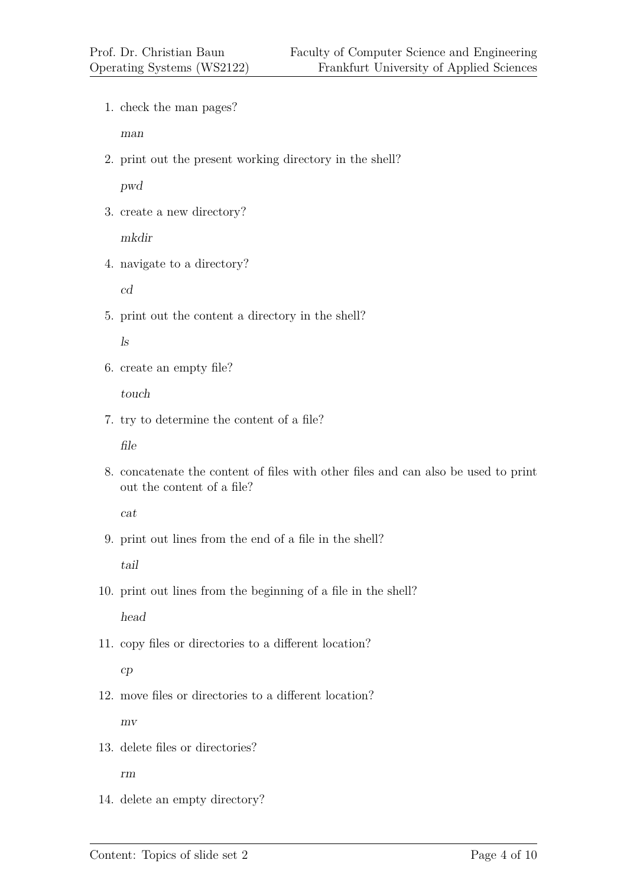1. check the man pages?

   *man*

2. print out the present working directory in the shell?

   *pwd*

3. create a new directory?

   *mkdir*

4. navigate to a directory?

   *cd*

5. print out the content a directory in the shell?

   *ls*

6. create an empty file?

   *touch*

7. try to determine the content of a file?

   *file*

8. concatenate the content of files with other files and can also be used to print out the content of a file?

   *cat*

9. print out lines from the end of a file in the shell?

   *tail*

10. print out lines from the beginning of a file in the shell?

    *head*

11. copy files or directories to a different location?

    *cp*

12. move files or directories to a different location?

    *mv*

13. delete files or directories?

    *rm*

14. delete an empty directory?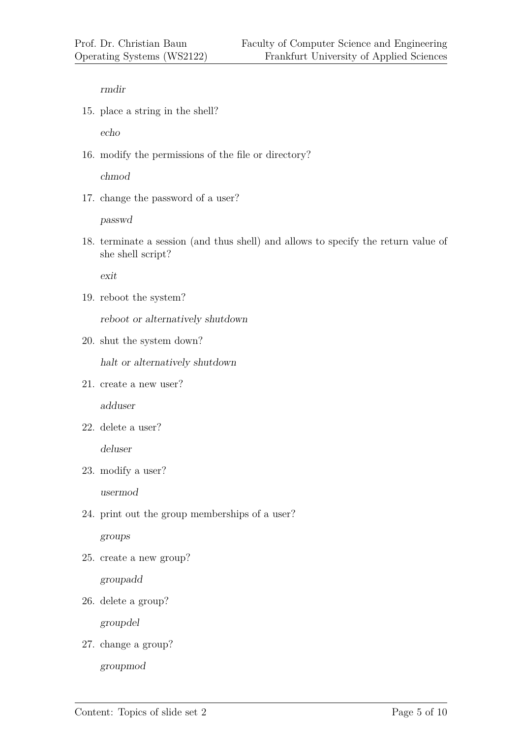*rmdir*

15. place a string in the shell?

    *echo*

16. modify the permissions of the file or directory?

    *chmod*

17. change the password of a user?

    *passwd*

18. terminate a session (and thus shell) and allows to specify the return value of she shell script?

    *exit*

19. reboot the system?

    *reboot or alternatively shutdown*

20. shut the system down?

    *halt or alternatively shutdown*

21. create a new user?

    *adduser*

22. delete a user?

    *deluser*

23. modify a user?

    *usermod*

24. print out the group memberships of a user?

    *groups*

25. create a new group?

    *groupadd*

26. delete a group?

    *groupdel*

27. change a group?

    *groupmod*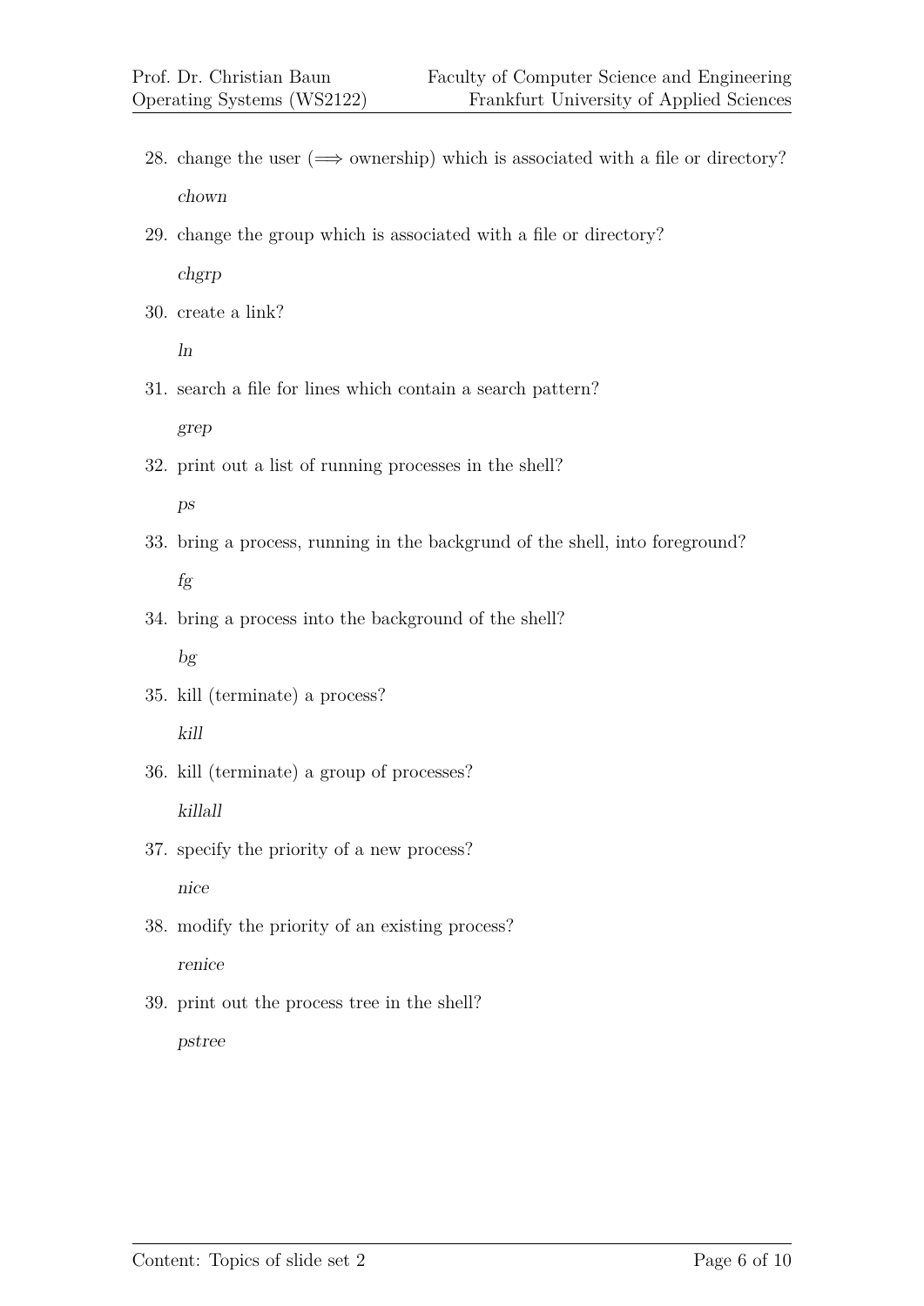28. change the user ($\Longrightarrow$ ownership) which is associated with a file or directory?

    *chown*

29. change the group which is associated with a file or directory?

    *chgrp*

30. create a link?

    *ln*

31. search a file for lines which contain a search pattern?

    *grep*

32. print out a list of running processes in the shell?

    *ps*

33. bring a process, running in the backgrund of the shell, into foreground?

    *fg*

34. bring a process into the background of the shell?

    *bg*

35. kill (terminate) a process?

    *kill*

36. kill (terminate) a group of processes?

    *killall*

37. specify the priority of a new process?

    *nice*

38. modify the priority of an existing process?

    *renice*

39. print out the process tree in the shell?

    *pstree*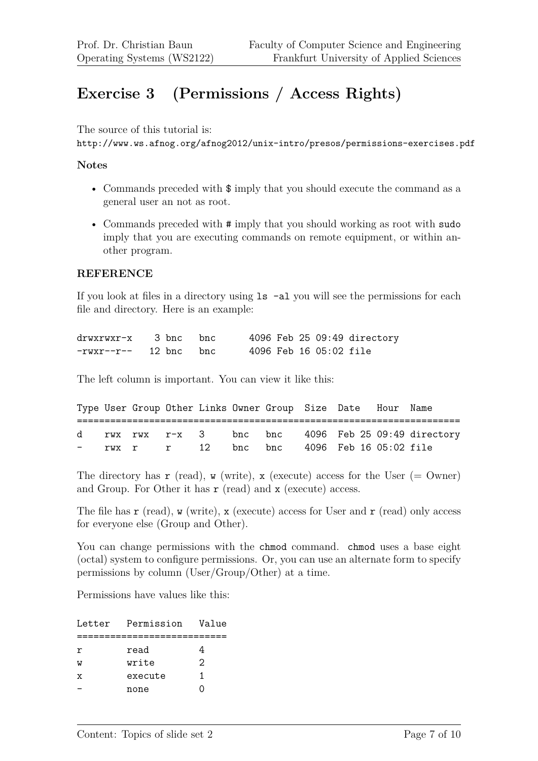# Exercise 3 (Permissions / Access Rights)

The source of this tutorial is:
http://www.ws.afnog.org/afnog2012/unix-intro/presos/permissions-exercises.pdf

**Notes**

- Commands preceded with $ imply that you should execute the command as a general user an not as root.
- Commands preceded with # imply that you should working as root with sudo imply that you are executing commands on remote equipment, or within another program.

**REFERENCE**

If you look at files in a directory using `ls -al` you will see the permissions for each file and directory. Here is an example:

```
drwxrwxr-x    3 bnc   bnc      4096 Feb 25 09:49 directory
-rwxr--r--   12 bnc   bnc      4096 Feb 16 05:02 file
```

The left column is important. You can view it like this:

```
Type User Group Other Links Owner Group  Size  Date   Hour  Name
====================================================================
d    rwx  rwx   r-x   3     bnc   bnc    4096  Feb 25 09:49 directory
-    rwx  r     r     12    bnc   bnc    4096  Feb 16 05:02 file
```

The directory has `r` (read), `w` (write), `x` (execute) access for the User (= Owner) and Group. For Other it has `r` (read) and `x` (execute) access.

The file has `r` (read), `w` (write), `x` (execute) access for User and `r` (read) only access for everyone else (Group and Other).

You can change permissions with the `chmod` command. `chmod` uses a base eight (octal) system to configure permissions. Or, you can use an alternate form to specify permissions by column (User/Group/Other) at a time.

Permissions have values like this:

```
Letter   Permission   Value
===========================
r        read         4
w        write        2
x        execute      1
-        none         0
```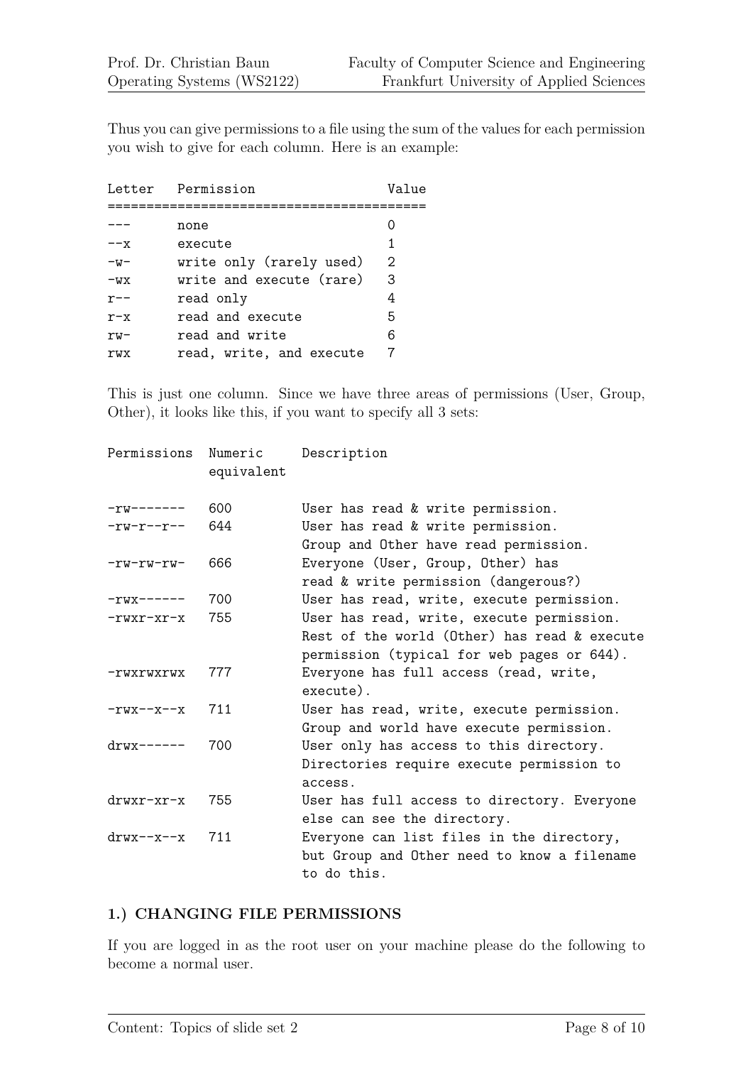Thus you can give permissions to a file using the sum of the values for each permission you wish to give for each column. Here is an example:

```
Letter   Permission                 Value
=========================================
---      none                       0
--x      execute                    1
-w-      write only (rarely used)   2
-wx      write and execute (rare)   3
r--      read only                  4
r-x      read and execute           5
rw-      read and write             6
rwx      read, write, and execute   7
```

This is just one column. Since we have three areas of permissions (User, Group, Other), it looks like this, if you want to specify all 3 sets:

```
Permissions  Numeric     Description
             equivalent

-rw-------   600         User has read & write permission.
-rw-r--r--   644         User has read & write permission.
                         Group and Other have read permission.
-rw-rw-rw-   666         Everyone (User, Group, Other) has
                         read & write permission (dangerous?)
-rwx------   700         User has read, write, execute permission.
-rwxr-xr-x   755         User has read, write, execute permission.
                         Rest of the world (Other) has read & execute
                         permission (typical for web pages or 644).
-rwxrwxrwx   777         Everyone has full access (read, write,
                         execute).
-rwx--x--x   711         User has read, write, execute permission.
                         Group and world have execute permission.
drwx------   700         User only has access to this directory.
                         Directories require execute permission to
                         access.
drwxr-xr-x   755         User has full access to directory. Everyone
                         else can see the directory.
drwx--x--x   711         Everyone can list files in the directory,
                         but Group and Other need to know a filename
                         to do this.
```

## 1.) CHANGING FILE PERMISSIONS

If you are logged in as the root user on your machine please do the following to become a normal user.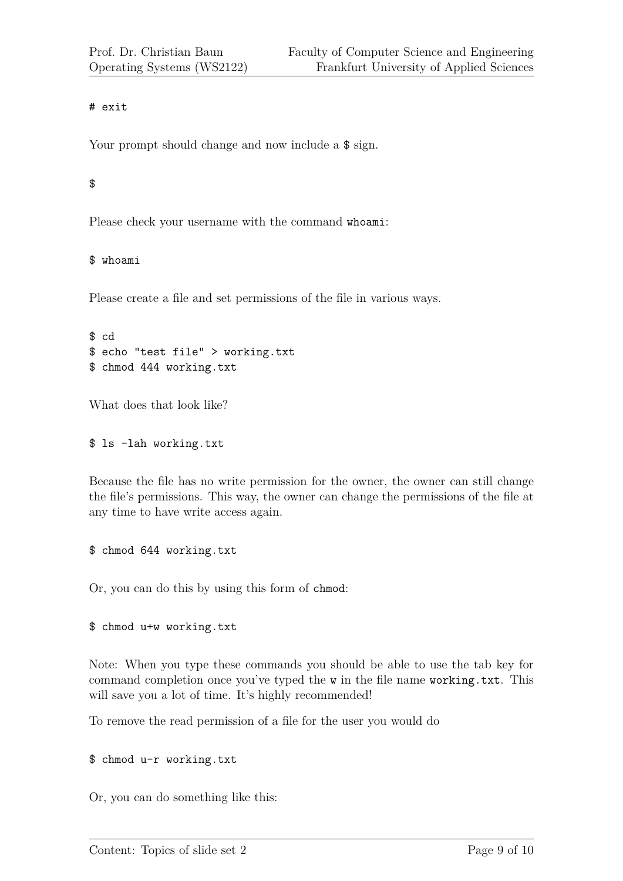```
# exit
```

Your prompt should change and now include a `$` sign.

```
$
```

Please check your username with the command `whoami`:

```
$ whoami
```

Please create a file and set permissions of the file in various ways.

```
$ cd
$ echo "test file" > working.txt
$ chmod 444 working.txt
```

What does that look like?

```
$ ls -lah working.txt
```

Because the file has no write permission for the owner, the owner can still change the file's permissions. This way, the owner can change the permissions of the file at any time to have write access again.

```
$ chmod 644 working.txt
```

Or, you can do this by using this form of `chmod`:

```
$ chmod u+w working.txt
```

Note: When you type these commands you should be able to use the tab key for command completion once you've typed the `w` in the file name `working.txt`. This will save you a lot of time. It's highly recommended!

To remove the read permission of a file for the user you would do

```
$ chmod u-r working.txt
```

Or, you can do something like this: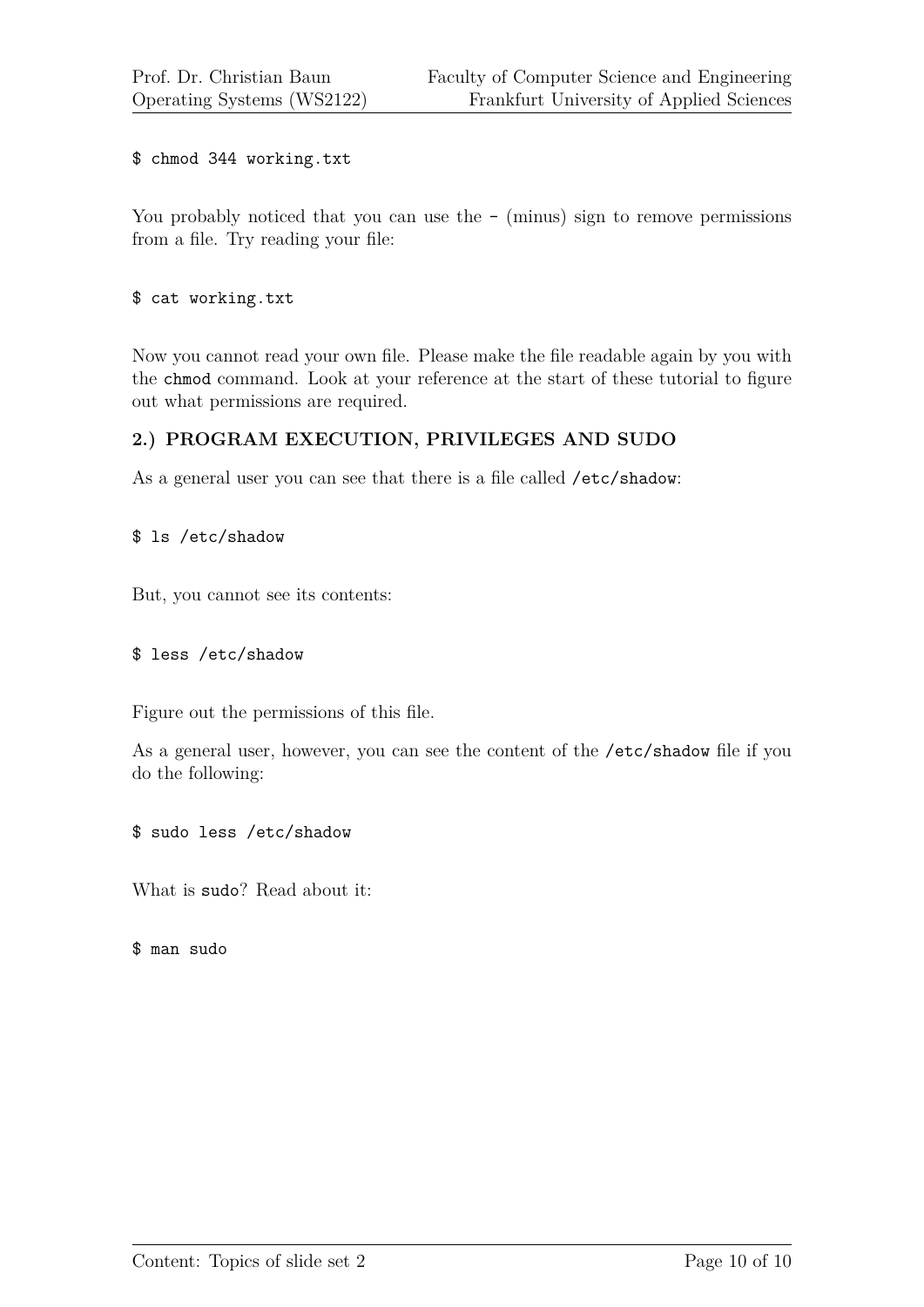```
$ chmod 344 working.txt
```

You probably noticed that you can use the - (minus) sign to remove permissions from a file. Try reading your file:

```
$ cat working.txt
```

Now you cannot read your own file. Please make the file readable again by you with the `chmod` command. Look at your reference at the start of these tutorial to figure out what permissions are required.

### 2.) PROGRAM EXECUTION, PRIVILEGES AND SUDO

As a general user you can see that there is a file called `/etc/shadow`:

```
$ ls /etc/shadow
```

But, you cannot see its contents:

```
$ less /etc/shadow
```

Figure out the permissions of this file.

As a general user, however, you can see the content of the `/etc/shadow` file if you do the following:

```
$ sudo less /etc/shadow
```

What is `sudo`? Read about it:

```
$ man sudo
```